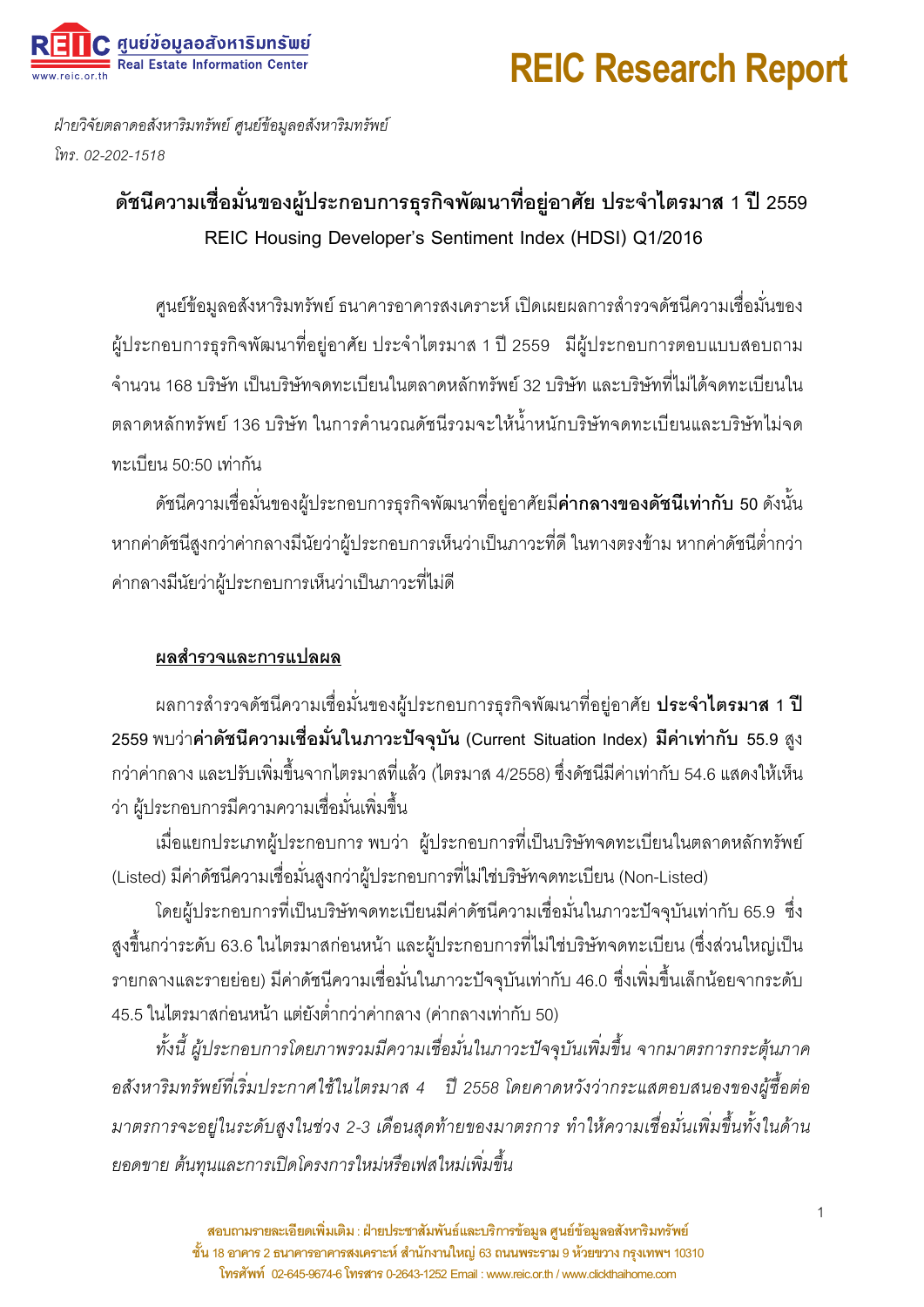ฝ่ายวิจัยตลาดอสังหาริมทรัพย์ ศูนย์ข้อมูลอสังหาริมทรัพย์

โทร. 02-202-1518

# ดัชนีความเชื่อมั่นของผู้ประกอบการธุรกิจพัฒนาที่อยู่อาศัย ประจำไตรมาส 1 ปี 2559

## REIC Housing Developer's Sentiment Index (HDSI) Q1/2016

ศูนย์ข้อมูลอสังหาริมทรัพย์ ธนาคารอาคารสงเคราะห์ เปิดเผยผลการสำรวจดัชนีความเชื่อมั่นของผู้ประกอบการธุรกิจพัฒนาที่อยู่อาศัย ประจำไตรมาส 1 ปี 2559 มีผู้ประกอบการตอบแบบสอบถามจำนวน 168 บริษัท เป็นบริษัทจดทะเบียนในตลาดหลักทรัพย์ 32 บริษัท และบริษัทที่ไม่ได้จดทะเบียนในตลาดหลักทรัพย์ 136 บริษัท ในการคำนวณดัชนีรวมจะให้น้ำหนักบริษัทจดทะเบียนและบริษัทไม่จดทะเบียน 50:50 เท่ากัน

ดัชนีความเชื่อมั่นของผู้ประกอบการธุรกิจพัฒนาที่อยู่อาศัยมี**ค่ากลางของดัชนีเท่ากับ** 50 ดังนั้นหากค่าดัชนีสูงกว่าค่ากลางมีนัยว่าผู้ประกอบการเห็นว่าเป็นภาวะที่ดี ในทางตรงข้าม หากค่าดัชนีต่ำกว่าค่ากลางมีนัยว่าผู้ประกอบการเห็นว่าเป็นภาวะที่ไม่ดี

**<u>ผลสำรวจและการแปลผล</u>**

ผลการสำรวจดัชนีความเชื่อมั่นของผู้ประกอบการธุรกิจพัฒนาที่อยู่อาศัย **ประจำไตรมาส 1 ปี 2559** พบว่า**ค่าดัชนีความเชื่อมั่นในภาวะปัจจุบัน (Current Situation Index) มีค่าเท่ากับ 55.9** สูงกว่าค่ากลาง และปรับเพิ่มขึ้นจากไตรมาสที่แล้ว (ไตรมาส 4/2558) ซึ่งดัชนีมีค่าเท่ากับ 54.6 แสดงให้เห็นว่า ผู้ประกอบการมีความความเชื่อมั่นเพิ่มขึ้น

เมื่อแยกประเภทผู้ประกอบการ พบว่า ผู้ประกอบการที่เป็นบริษัทจดทะเบียนในตลาดหลักทรัพย์ (Listed) มีค่าดัชนีความเชื่อมั่นสูงกว่าผู้ประกอบการที่ไม่ใช่บริษัทจดทะเบียน (Non-Listed)

โดยผู้ประกอบการที่เป็นบริษัทจดทะเบียนมีค่าดัชนีความเชื่อมั่นในภาวะปัจจุบันเท่ากับ 65.9 ซึ่งสูงขึ้นกว่าระดับ 63.6 ในไตรมาสก่อนหน้า และผู้ประกอบการที่ไม่ใช่บริษัทจดทะเบียน (ซึ่งส่วนใหญ่เป็นรายกลางและรายย่อย) มีค่าดัชนีความเชื่อมั่นในภาวะปัจจุบันเท่ากับ 46.0 ซึ่งเพิ่มขึ้นเล็กน้อยจากระดับ 45.5 ในไตรมาสก่อนหน้า แต่ยังต่ำกว่าค่ากลาง (ค่ากลางเท่ากับ 50)

*ทั้งนี้ ผู้ประกอบการโดยภาพรวมมีความเชื่อมั่นในภาวะปัจจุบันเพิ่มขึ้น จากมาตรการกระตุ้นภาคอสังหาริมทรัพย์ที่เริ่มประกาศใช้ในไตรมาส 4 ปี 2558 โดยคาดหวังว่ากระแสตอบสนองของผู้ซื้อต่อมาตรการจะอยู่ในระดับสูงในช่วง 2-3 เดือนสุดท้ายของมาตรการ ทำให้ความเชื่อมั่นเพิ่มขึ้นทั้งในด้านยอดขาย ต้นทุนและการเปิดโครงการใหม่หรือเฟสใหม่เพิ่มขึ้น*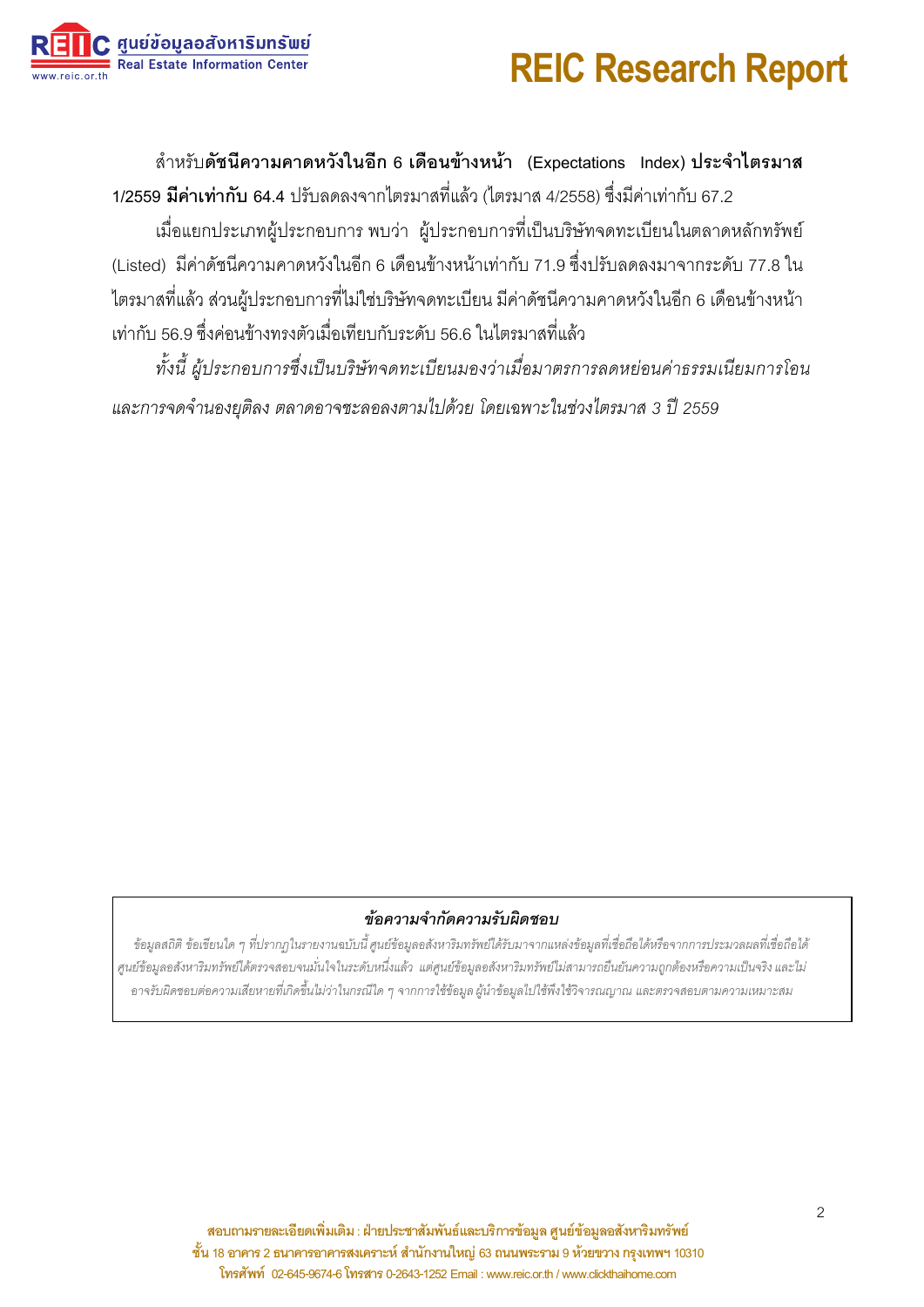สำหรับ**ดัชนีความคาดหวังในอีก 6 เดือนข้างหน้า** (Expectations Index) **ประจำไตรมาส 1/2559 มีค่าเท่ากับ** 64.4 ปรับลดลงจากไตรมาสที่แล้ว (ไตรมาส 4/2558) ซึ่งมีค่าเท่ากับ 67.2

เมื่อแยกประเภทผู้ประกอบการ พบว่า ผู้ประกอบการที่เป็นบริษัทจดทะเบียนในตลาดหลักทรัพย์ (Listed) มีค่าดัชนีความคาดหวังในอีก 6 เดือนข้างหน้าเท่ากับ 71.9 ซึ่งปรับลดลงมาจากระดับ 77.8 ในไตรมาสที่แล้ว ส่วนผู้ประกอบการที่ไม่ใช่บริษัทจดทะเบียน มีค่าดัชนีความคาดหวังในอีก 6 เดือนข้างหน้าเท่ากับ 56.9 ซึ่งค่อนข้างทรงตัวเมื่อเทียบกับระดับ 56.6 ในไตรมาสที่แล้ว

*ทั้งนี้ ผู้ประกอบการซึ่งเป็นบริษัทจดทะเบียนมองว่าเมื่อมาตรการลดหย่อนค่าธรรมเนียมการโอนและการจดจำนองยุติลง ตลาดอาจชะลอลงตามไปด้วย โดยเฉพาะในช่วงไตรมาส 3 ปี 2559*

**ข้อความจำกัดความรับผิดชอบ**

*ข้อมูลสถิติ ข้อเขียนใด ๆ ที่ปรากฏในรายงานฉบับนี้ ศูนย์ข้อมูลอสังหาริมทรัพย์ได้รับมาจากแหล่งข้อมูลที่เชื่อถือได้หรือจากการประมวลผลที่เชื่อถือได้ ศูนย์ข้อมูลอสังหาริมทรัพย์ได้ตรวจสอบจนมั่นใจในระดับหนึ่งแล้ว แต่ศูนย์ข้อมูลอสังหาริมทรัพย์ไม่สามารถยืนยันความถูกต้องหรือความเป็นจริง และไม่อาจรับผิดชอบต่อความเสียหายที่เกิดขึ้นไม่ว่าในกรณีใด ๆ จากการใช้ข้อมูล ผู้นำข้อมูลไปใช้พึงใช้วิจารณญาณ และตรวจสอบตามความเหมาะสม*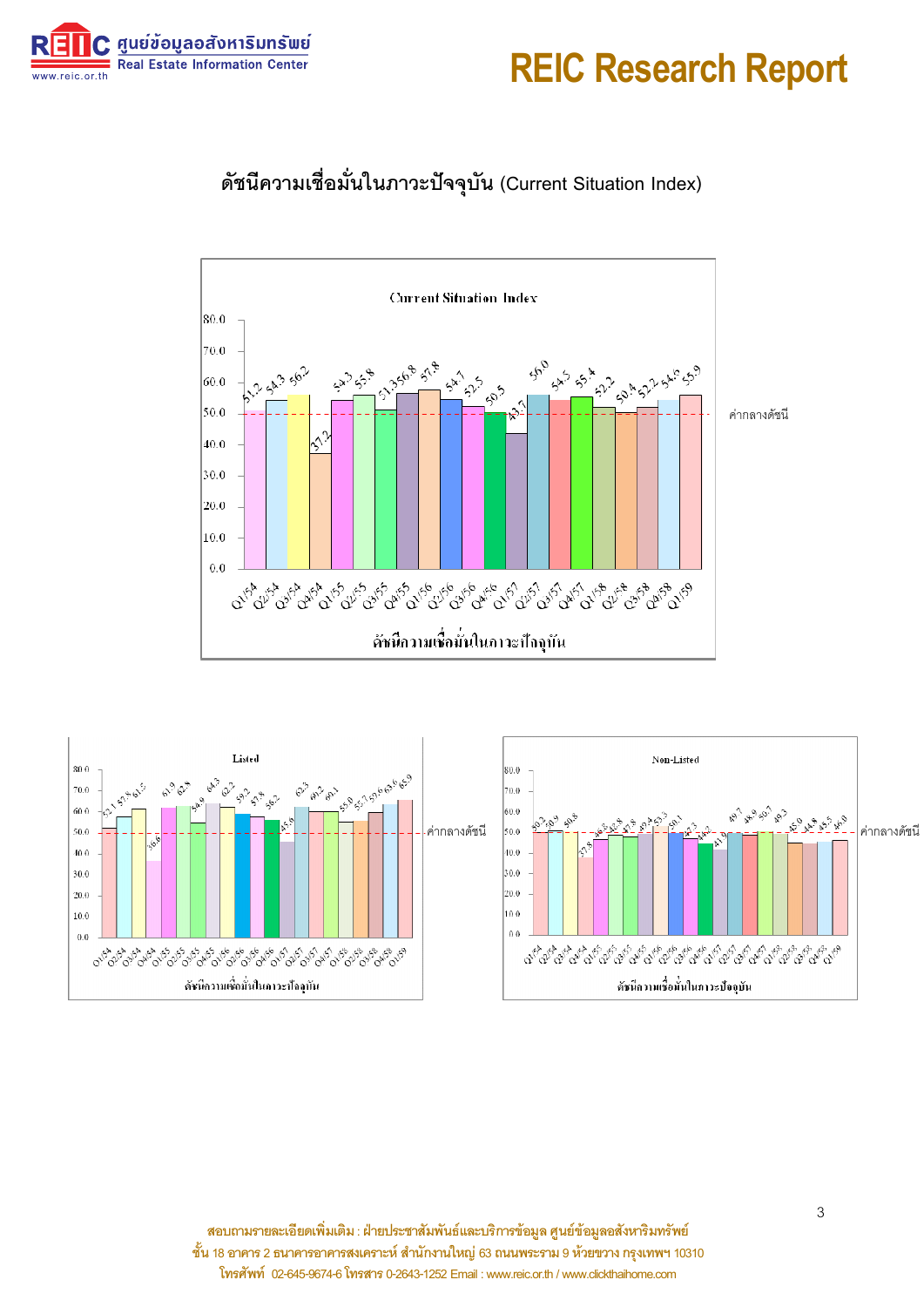## ดัชนีความเชื่อมั่นในภาวะปัจจุบัน (Current Situation Index)

**Current Situation Index**

| ไตรมาส | ดัชนี |
|---|---|
| Q1/54 | 51.2 |
| Q2/54 | 54.3 |
| Q3/54 | 56.2 |
| Q4/54 | 37.2 |
| Q1/55 | 54.3 |
| Q2/55 | 55.8 |
| Q3/55 | 51.3 |
| Q4/55 | 56.8 |
| Q1/56 | 57.8 |
| Q2/56 | 54.7 |
| Q3/56 | 52.5 |
| Q4/56 | 50.5 |
| Q1/57 | 43.7 |
| Q2/57 | 56.0 |
| Q3/57 | 54.5 |
| Q4/57 | 55.4 |
| Q1/58 | 52.2 |
| Q2/58 | 50.4 |
| Q3/58 | 52.2 |
| Q4/58 | 54.6 |
| Q1/59 | 55.9 |

ค่ากลางดัชนี

ดัชนีความเชื่อมั่นในภาวะปัจจุบัน

**Listed**

| ไตรมาส | ดัชนี |
|---|---|
| Q1/54 | 52.1 |
| Q2/54 | 57.8 |
| Q3/54 | 61.5 |
| Q4/54 | 36.6 |
| Q1/55 | 61.9 |
| Q2/55 | 62.8 |
| Q3/55 | 54.9 |
| Q4/55 | 64.3 |
| Q1/56 | 62.2 |
| Q2/56 | 59.2 |
| Q3/56 | 57.8 |
| Q4/56 | 56.2 |
| Q1/57 | 45.8 |
| Q2/57 | 62.3 |
| Q3/57 | 60.2 |
| Q4/57 | 60.1 |
| Q1/58 | 55.0 |
| Q2/58 | 55.7 |
| Q3/58 | 59.6 |
| Q4/58 | 63.6 |
| Q1/59 | 65.9 |

ค่ากลางดัชนี

ดัชนีความเชื่อมั่นในภาวะปัจจุบัน

**Non-Listed**

| ไตรมาส | ดัชนี |
|---|---|
| Q1/54 | 50.2 |
| Q2/54 | 50.9 |
| Q3/54 | 50.8 |
| Q4/54 | 37.8 |
| Q1/55 | 46.8 |
| Q2/55 | 48.8 |
| Q3/55 | 47.8 |
| Q4/55 | 49.4 |
| Q1/56 | 53.3 |
| Q2/56 | 50.1 |
| Q3/56 | 47.3 |
| Q4/56 | 45.2 |
| Q1/57 | 41.9 |
| Q2/57 | 49.7 |
| Q3/57 | 48.9 |
| Q4/57 | 50.7 |
| Q1/58 | 49.3 |
| Q2/58 | 45.0 |
| Q3/58 | 44.8 |
| Q4/58 | 45.5 |
| Q1/59 | 46.0 |

ค่ากลางดัชนี

ดัชนีความเชื่อมั่นในภาวะปัจจุบัน

สอบถามรายละเอียดเพิ่มเติม : ฝ่ายประชาสัมพันธ์และบริการข้อมูล ศูนย์ข้อมูลอสังหาริมทรัพย์
ชั้น 18 อาคาร 2 ธนาคารอาคารสงเคราะห์ สำนักงานใหญ่ 63 ถนนพระราม 9 ห้วยขวาง กรุงเทพฯ 10310
โทรศัพท์ 02-645-9674-6 โทรสาร 0-2643-1252 Email : www.reic.or.th / www.clickthaihome.com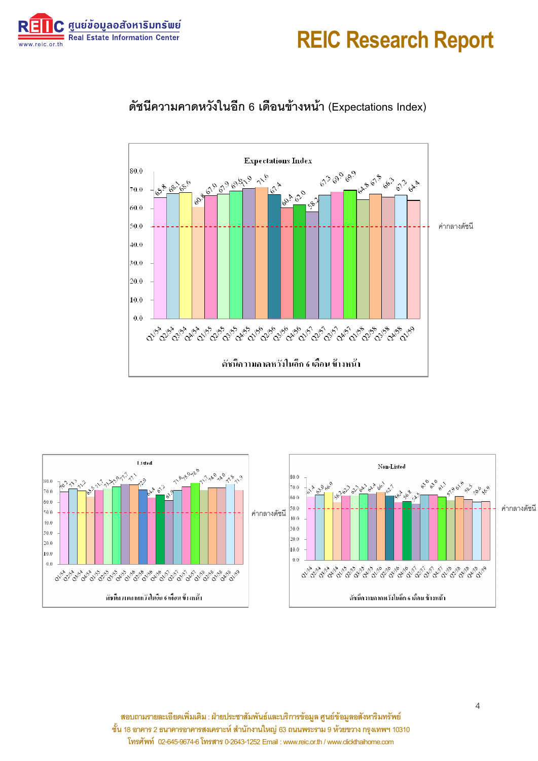## ดัชนีความคาดหวังในอีก 6 เดือนข้างหน้า (Expectations Index)

Expectations Index

80.0
70.0
60.0
50.0
40.0
30.0
20.0
10.0
0.0

65.8 68.1 68.6 60.8 67.0 67.9 69.6 71.0 71.6 67.4 60.4 62.0 58.2 67.3 69.0 69.9 64.8 67.8 66.3 67.2 64.4

Q1/54 Q2/54 Q3/54 Q4/54 Q1/55 Q2/55 Q3/55 Q4/55 Q1/56 Q2/56 Q3/56 Q4/56 Q1/57 Q2/57 Q3/57 Q4/57 Q1/58 Q2/58 Q3/58 Q4/58 Q1/59

ค่ากลางดัชนี

ดัชนีความคาดหวังในอีก 6 เดือนข้างหน้า

Listed

80.0
70.0
60.0
50.0
40.0
30.0
20.0
10.0
0.0

70.2 73.3 71.2 65.5 71.7 75.5 75.0 77.7 77.1 72.0 64.4 67.2 61.9 71.6 75.0 78.8 71.7 74.0 74.0 77.8 71.9

Q1/54 Q2/54 Q3/54 Q4/54 Q1/55 Q2/55 Q3/55 Q4/55 Q1/56 Q2/56 Q3/56 Q4/56 Q1/57 Q2/57 Q3/57 Q4/57 Q1/58 Q2/58 Q3/58 Q4/58 Q1/59

ค่ากลางดัชนี

ดัชนีความคาดหวังในอีก 6 เดือนข้างหน้า

Non-Listed

80.0
70.0
60.0
50.0
40.0
30.0
20.0
10.0
0.0

61.4 63.0 66.0 56.2 62.3 62.3 64.1 64.4 66.1 62.7 56.4 56.8 54.5 63.0 63.0 61.1 57.9 61.6 58.5 56.6 56.9

Q1/54 Q2/54 Q3/54 Q4/54 Q1/55 Q2/55 Q3/55 Q4/55 Q1/56 Q2/56 Q3/56 Q4/56 Q1/57 Q2/57 Q3/57 Q4/57 Q1/58 Q2/58 Q3/58 Q4/58 Q1/59

ค่ากลางดัชนี

ดัชนีความคาดหวังในอีก 6 เดือนข้างหน้า

สอบถามรายละเอียดเพิ่มเติม : ฝ่ายประชาสัมพันธ์และบริการข้อมูล ศูนย์ข้อมูลอสังหาริมทรัพย์
ชั้น 18 อาคาร 2 ธนาคารอาคารสงเคราะห์ สำนักงานใหญ่ 63 ถนนพระราม 9 ห้วยขวาง กรุงเทพฯ 10310
โทรศัพท์ 02-645-9674-6 โทรสาร 0-2643-1252 Email : www.reic.or.th / www.clickthaihome.com